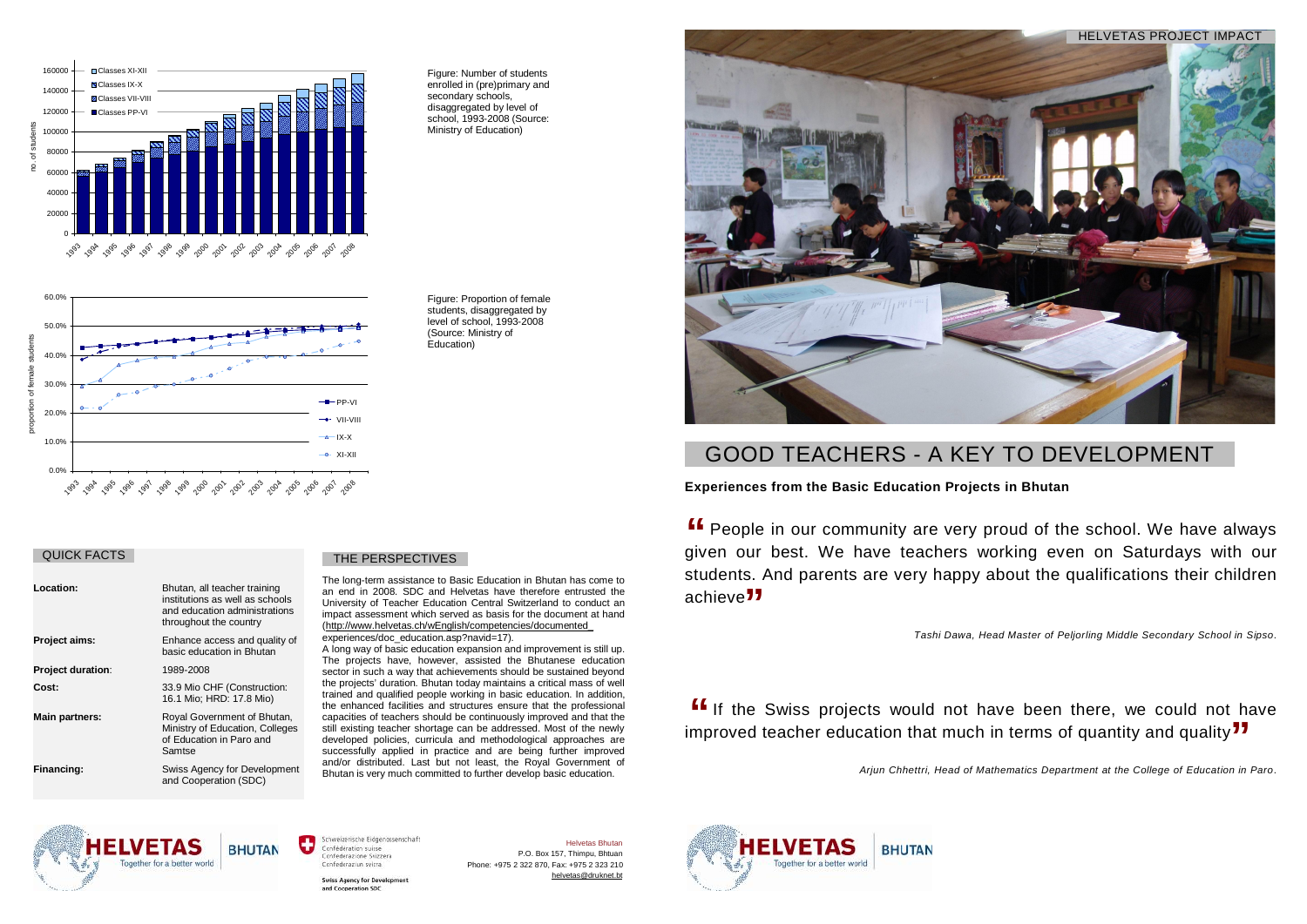HELVETAS PROJECT IMPACT

# GOOD TEACHERS - A KEY TO DEVELOPMENT

**Experiences from the Basic Education Projects in Bhutan**

" People in our community are very proud of the school. We have always given our best. We have teachers working even on Saturdays with our students. And parents are very happy about the qualifications their children achieve"

*Tashi Dawa, Head Master of Peljorling Middle Secondary School in Sipso.*

" If the Swiss projects would not have been there, we could not have improved teacher education that much in terms of quantity and quality"

*Arjun Chhettri, Head of Mathematics Department at the College of Education in Paro.*

Figure: Number of students enrolled in (pre)primary and secondary schools, disaggregated by level of school, 1993-2008 (Source: Ministry of Education)

Figure: Proportion of female students, disaggregated by level of school, 1993-2008 (Source: Ministry of Education)

## QUICK FACTS

| | |
|---|---|
| **Location:** | Bhutan, all teacher training institutions as well as schools and education administrations throughout the country |
| **Project aims:** | Enhance access and quality of basic education in Bhutan |
| **Project duration:** | 1989-2008 |
| **Cost:** | 33.9 Mio CHF (Construction: 16.1 Mio; HRD: 17.8 Mio) |
| **Main partners:** | Royal Government of Bhutan, Ministry of Education, Colleges of Education in Paro and Samtse |
| **Financing:** | Swiss Agency for Development and Cooperation (SDC) |

## THE PERSPECTIVES

The long-term assistance to Basic Education in Bhutan has come to an end in 2008. SDC and Helvetas have therefore entrusted the University of Teacher Education Central Switzerland to conduct an impact assessment which served as basis for the document at hand (http://www.helvetas.ch/wEnglish/competencies/documented_experiences/doc_education.asp?navid=17).

A long way of basic education expansion and improvement is still up. The projects have, however, assisted the Bhutanese education sector in such a way that achievements should be sustained beyond the projects' duration. Bhutan today maintains a critical mass of well trained and qualified people working in basic education. In addition, the enhanced facilities and structures ensure that the professional capacities of teachers should be continuously improved and that the still existing teacher shortage can be addressed. Most of the newly developed policies, curricula and methodological approaches are successfully applied in practice and are being further improved and/or distributed. Last but not least, the Royal Government of Bhutan is very much committed to further develop basic education.

HELVETAS Together for a better world BHUTAN

Schweizerische Eidgenossenschaft
Confédération suisse
Confederazione Svizzera
Confederaziun svizra

Swiss Agency for Development and Cooperation SDC

Helvetas Bhutan
P.O. Box 157, Thimpu, Bhtuan
Phone: +975 2 322 870, Fax: +975 2 323 210
helvetas@druknet.bt

HELVETAS Together for a better world BHUTAN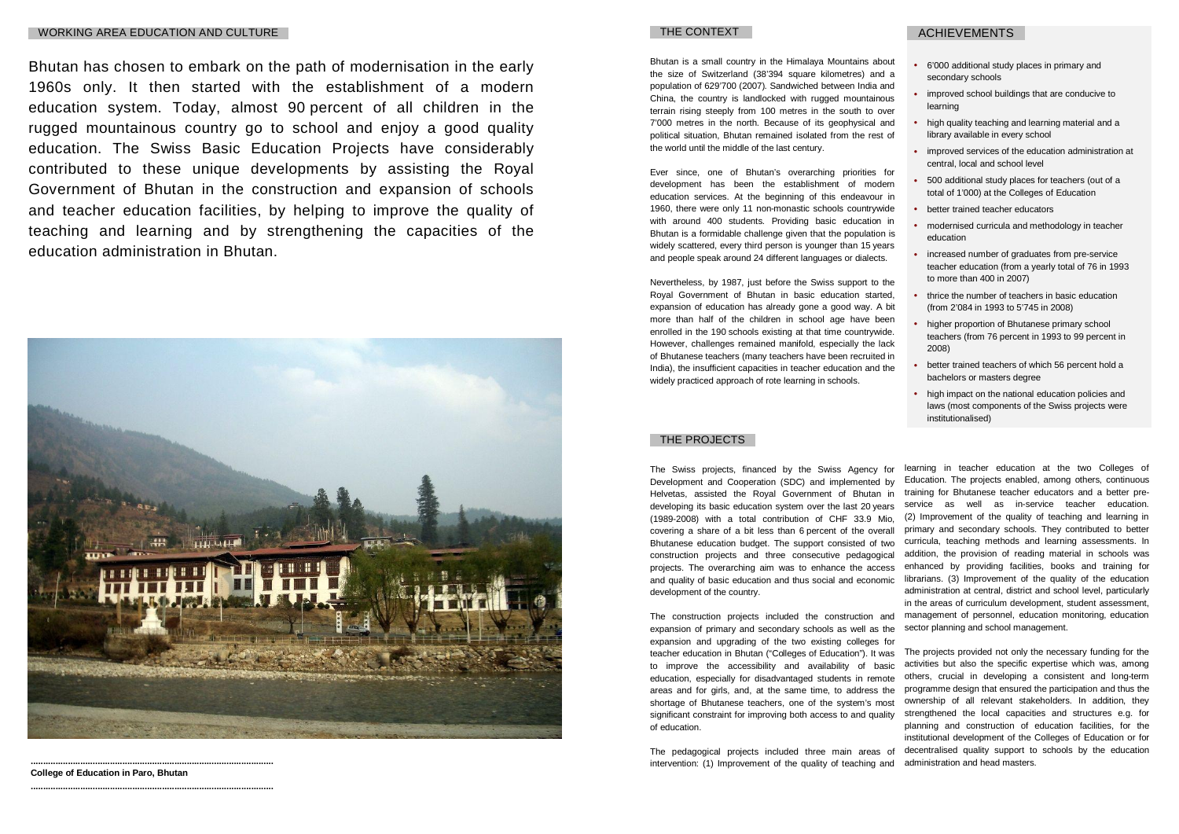## WORKING AREA EDUCATION AND CULTURE

Bhutan has chosen to embark on the path of modernisation in the early 1960s only. It then started with the establishment of a modern education system. Today, almost 90 percent of all children in the rugged mountainous country go to school and enjoy a good quality education. The Swiss Basic Education Projects have considerably contributed to these unique developments by assisting the Royal Government of Bhutan in the construction and expansion of schools and teacher education facilities, by helping to improve the quality of teaching and learning and by strengthening the capacities of the education administration in Bhutan.

**College of Education in Paro, Bhutan**

## THE CONTEXT

Bhutan is a small country in the Himalaya Mountains about the size of Switzerland (38'394 square kilometres) and a population of 629'700 (2007). Sandwiched between India and China, the country is landlocked with rugged mountainous terrain rising steeply from 100 metres in the south to over 7'000 metres in the north. Because of its geophysical and political situation, Bhutan remained isolated from the rest of the world until the middle of the last century.

Ever since, one of Bhutan's overarching priorities for development has been the establishment of modern education services. At the beginning of this endeavour in 1960, there were only 11 non-monastic schools countrywide with around 400 students. Providing basic education in Bhutan is a formidable challenge given that the population is widely scattered, every third person is younger than 15 years and people speak around 24 different languages or dialects.

Nevertheless, by 1987, just before the Swiss support to the Royal Government of Bhutan in basic education started, expansion of education has already gone a good way. A bit more than half of the children in school age have been enrolled in the 190 schools existing at that time countrywide. However, challenges remained manifold, especially the lack of Bhutanese teachers (many teachers have been recruited in India), the insufficient capacities in teacher education and the widely practiced approach of rote learning in schools.

## ACHIEVEMENTS

- 6'000 additional study places in primary and secondary schools
- improved school buildings that are conducive to learning
- high quality teaching and learning material and a library available in every school
- improved services of the education administration at central, local and school level
- 500 additional study places for teachers (out of a total of 1'000) at the Colleges of Education
- better trained teacher educators
- modernised curricula and methodology in teacher education
- increased number of graduates from pre-service teacher education (from a yearly total of 76 in 1993 to more than 400 in 2007)
- thrice the number of teachers in basic education (from 2'084 in 1993 to 5'745 in 2008)
- higher proportion of Bhutanese primary school teachers (from 76 percent in 1993 to 99 percent in 2008)
- better trained teachers of which 56 percent hold a bachelors or masters degree
- high impact on the national education policies and laws (most components of the Swiss projects were institutionalised)

## THE PROJECTS

The Swiss projects, financed by the Swiss Agency for Development and Cooperation (SDC) and implemented by Helvetas, assisted the Royal Government of Bhutan in developing its basic education system over the last 20 years (1989-2008) with a total contribution of CHF 33.9 Mio, covering a share of a bit less than 6 percent of the overall Bhutanese education budget. The support consisted of two construction projects and three consecutive pedagogical projects. The overarching aim was to enhance the access and quality of basic education and thus social and economic development of the country.

The construction projects included the construction and expansion of primary and secondary schools as well as the expansion and upgrading of the two existing colleges for teacher education in Bhutan ("Colleges of Education"). It was to improve the accessibility and availability of basic education, especially for disadvantaged students in remote areas and for girls, and, at the same time, to address the shortage of Bhutanese teachers, one of the system's most significant constraint for improving both access to and quality of education.

The pedagogical projects included three main areas of intervention: (1) Improvement of the quality of teaching and learning in teacher education at the two Colleges of Education. The projects enabled, among others, continuous training for Bhutanese teacher educators and a better pre-service as well as in-service teacher education. (2) Improvement of the quality of teaching and learning in primary and secondary schools. They contributed to better curricula, teaching methods and learning assessments. In addition, the provision of reading material in schools was enhanced by providing facilities, books and training for librarians. (3) Improvement of the quality of the education administration at central, district and school level, particularly in the areas of curriculum development, student assessment, management of personnel, education monitoring, education sector planning and school management.

The projects provided not only the necessary funding for the activities but also the specific expertise which was, among others, crucial in developing a consistent and long-term programme design that ensured the participation and thus the ownership of all relevant stakeholders. In addition, they strengthened the local capacities and structures e.g. for planning and construction of education facilities, for the institutional development of the Colleges of Education or for decentralised quality support to schools by the education administration and head masters.